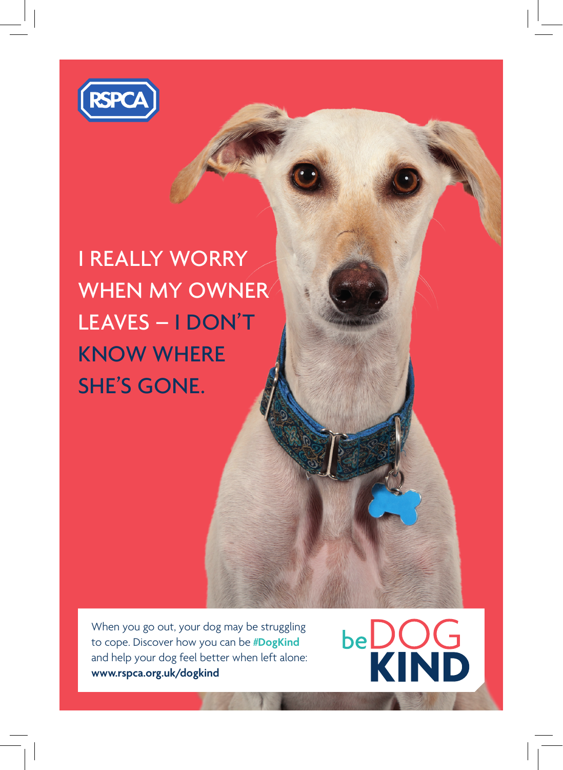RSPCA

# I REALLY WORRY WHEN MY OWNER LEAVES – I DON'T KNOW WHERE SHE'S GONE.

When you go out, your dog may be struggling to cope. Discover how you can be **#DogKind** and help your dog feel better when left alone: **www.rspca.org.uk/dogkind**

be DOG KIND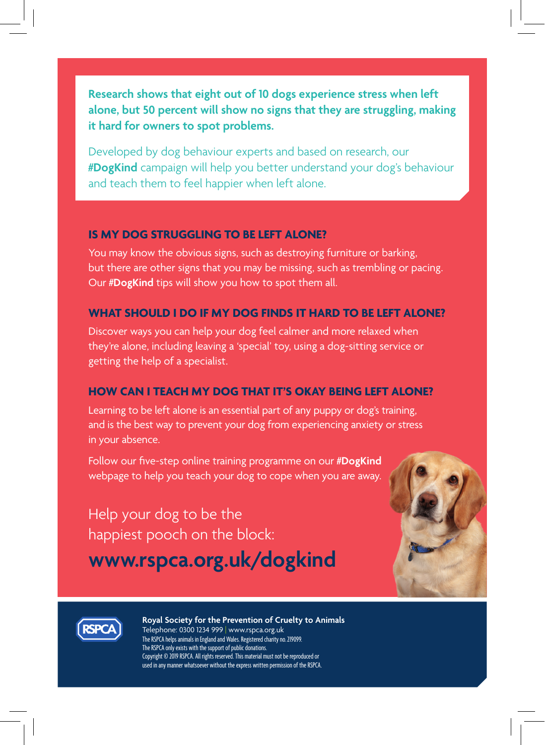**Research shows that eight out of 10 dogs experience stress when left alone, but 50 percent will show no signs that they are struggling, making it hard for owners to spot problems.**

Developed by dog behaviour experts and based on research, our **#DogKind** campaign will help you better understand your dog's behaviour and teach them to feel happier when left alone.

## IS MY DOG STRUGGLING TO BE LEFT ALONE?

You may know the obvious signs, such as destroying furniture or barking, but there are other signs that you may be missing, such as trembling or pacing. Our **#DogKind** tips will show you how to spot them all.

## WHAT SHOULD I DO IF MY DOG FINDS IT HARD TO BE LEFT ALONE?

Discover ways you can help your dog feel calmer and more relaxed when they're alone, including leaving a 'special' toy, using a dog-sitting service or getting the help of a specialist.

## HOW CAN I TEACH MY DOG THAT IT'S OKAY BEING LEFT ALONE?

Learning to be left alone is an essential part of any puppy or dog's training, and is the best way to prevent your dog from experiencing anxiety or stress in your absence.

Follow our five-step online training programme on our **#DogKind** webpage to help you teach your dog to cope when you are away.

Help your dog to be the happiest pooch on the block:

**www.rspca.org.uk/dogkind**

RSPCA

**Royal Society for the Prevention of Cruelty to Animals**
Telephone: 0300 1234 999 | www.rspca.org.uk
The RSPCA helps animals in England and Wales. Registered charity no. 219099.
The RSPCA only exists with the support of public donations.
Copyright © 2019 RSPCA. All rights reserved. This material must not be reproduced or used in any manner whatsoever without the express written permission of the RSPCA.